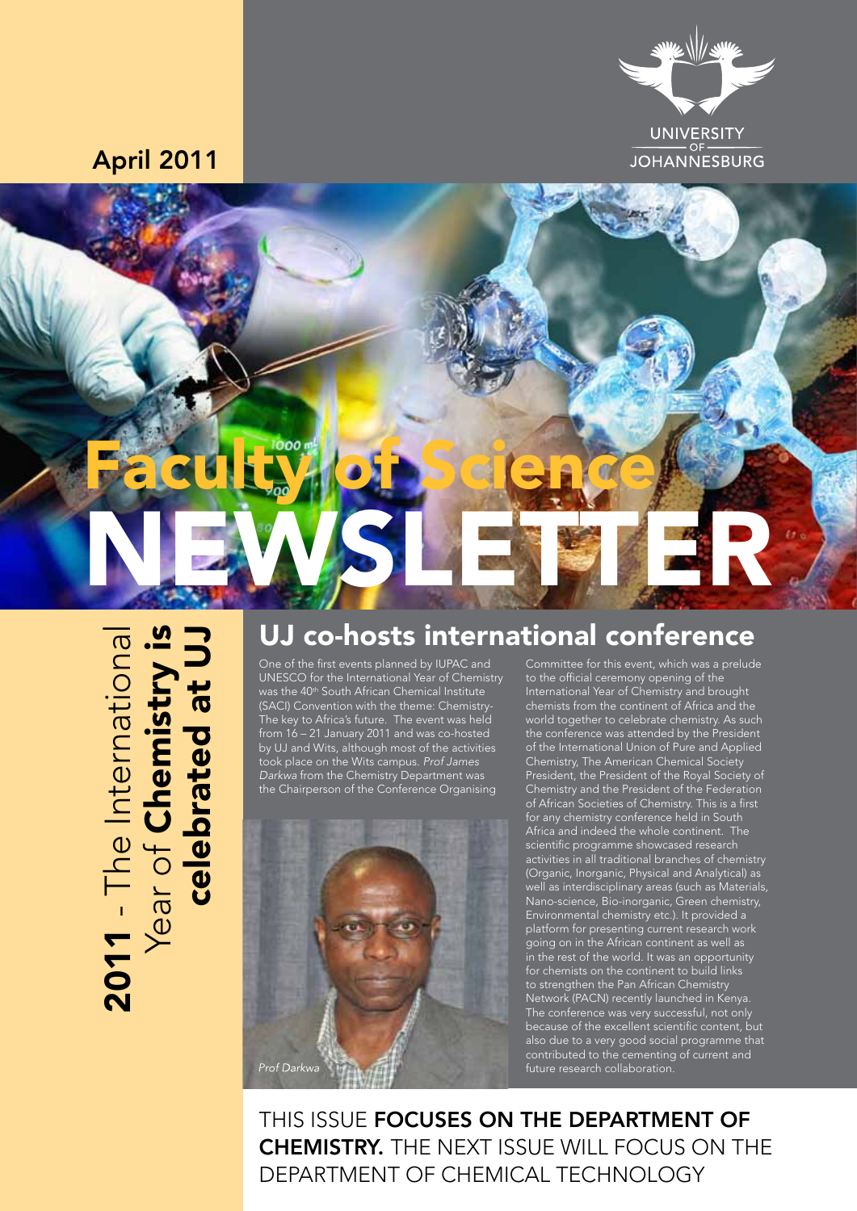April 2011

UNIVERSITY OF JOHANNESBURG

# Faculty of Science NEWSLETTER

**2011** - The International Year of **Chemistry is celebrated at UJ**

## UJ co-hosts international conference

One of the first events planned by IUPAC and UNESCO for the International Year of Chemistry was the 40th South African Chemical Institute (SACI) Convention with the theme: Chemistry- The key to Africa's future. The event was held from 16 – 21 January 2011 and was co-hosted by UJ and Wits, although most of the activities took place on the Wits campus. *Prof James Darkwa* from the Chemistry Department was the Chairperson of the Conference Organising Committee for this event, which was a prelude to the official ceremony opening of the International Year of Chemistry and brought chemists from the continent of Africa and the world together to celebrate chemistry. As such the conference was attended by the President of the International Union of Pure and Applied Chemistry, The American Chemical Society President, the President of the Royal Society of Chemistry and the President of the Federation of African Societies of Chemistry. This is a first for any chemistry conference held in South Africa and indeed the whole continent. The scientific programme showcased research activities in all traditional branches of chemistry (Organic, Inorganic, Physical and Analytical) as well as interdisciplinary areas (such as Materials, Nano-science, Bio-inorganic, Green chemistry, Environmental chemistry etc.). It provided a platform for presenting current research work going on in the African continent as well as in the rest of the world. It was an opportunity for chemists on the continent to build links to strengthen the Pan African Chemistry Network (PACN) recently launched in Kenya. The conference was very successful, not only because of the excellent scientific content, but also due to a very good social programme that contributed to the cementing of current and future research collaboration.

*Prof Darkwa*

THIS ISSUE **FOCUSES ON THE DEPARTMENT OF CHEMISTRY.** THE NEXT ISSUE WILL FOCUS ON THE DEPARTMENT OF CHEMICAL TECHNOLOGY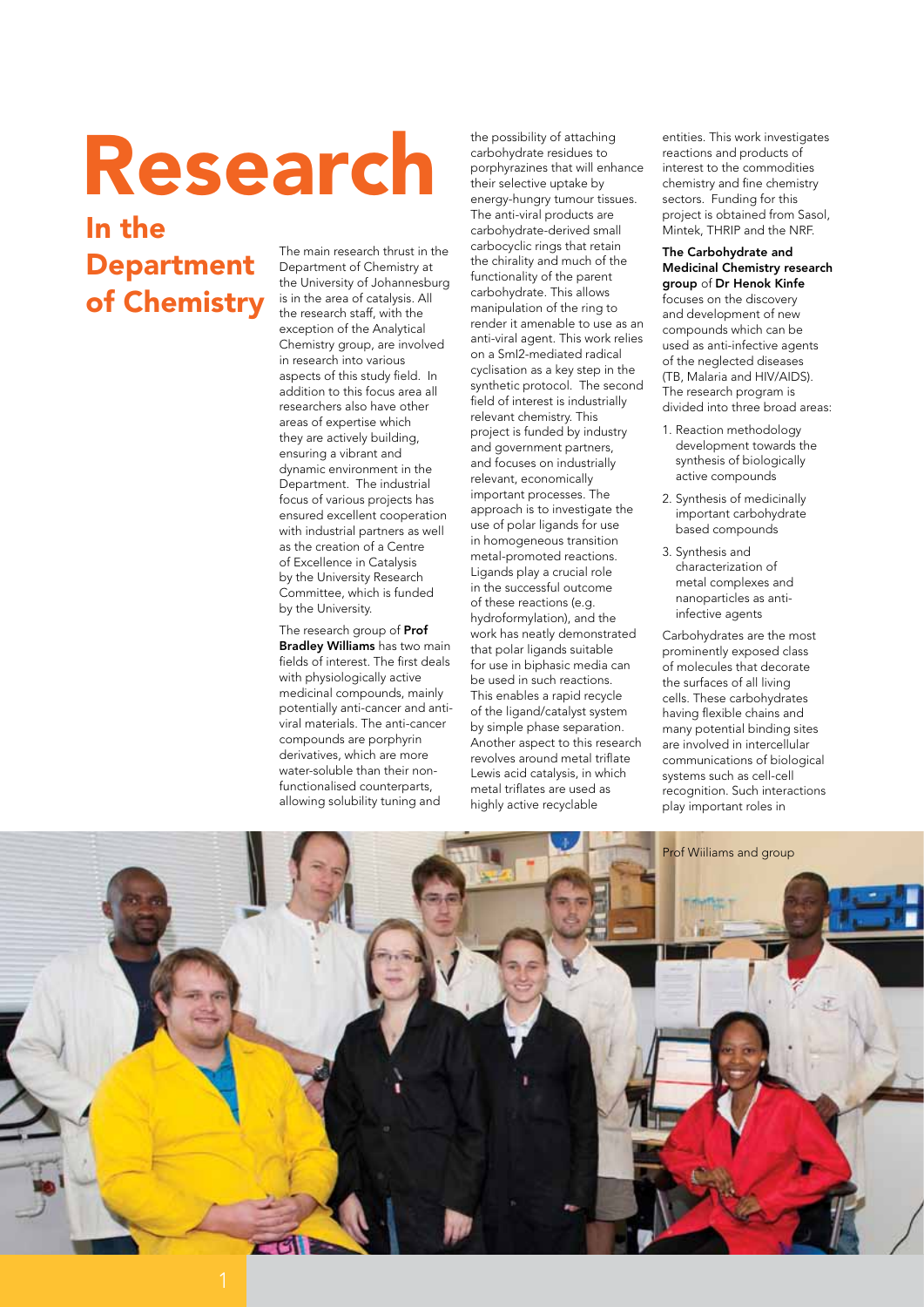# Research

## In the Department of Chemistry

The main research thrust in the Department of Chemistry at the University of Johannesburg is in the area of catalysis. All the research staff, with the exception of the Analytical Chemistry group, are involved in research into various aspects of this study field. In addition to this focus area all researchers also have other areas of expertise which they are actively building, ensuring a vibrant and dynamic environment in the Department. The industrial focus of various projects has ensured excellent cooperation with industrial partners as well as the creation of a Centre of Excellence in Catalysis by the University Research Committee, which is funded by the University.

The research group of **Prof Bradley Williams** has two main fields of interest. The first deals with physiologically active medicinal compounds, mainly potentially anti-cancer and anti-viral materials. The anti-cancer compounds are porphyrin derivatives, which are more water-soluble than their non-functionalised counterparts, allowing solubility tuning and the possibility of attaching carbohydrate residues to porphyrazines that will enhance their selective uptake by energy-hungry tumour tissues. The anti-viral products are carbohydrate-derived small carbocyclic rings that retain the chirality and much of the functionality of the parent carbohydrate. This allows manipulation of the ring to render it amenable to use as an anti-viral agent. This work relies on a SmI2-mediated radical cyclisation as a key step in the synthetic protocol. The second field of interest is industrially relevant chemistry. This project is funded by industry and government partners, and focuses on industrially relevant, economically important processes. The approach is to investigate the use of polar ligands for use in homogeneous transition metal-promoted reactions. Ligands play a crucial role in the successful outcome of these reactions (e.g. hydroformylation), and the work has neatly demonstrated that polar ligands suitable for use in biphasic media can be used in such reactions. This enables a rapid recycle of the ligand/catalyst system by simple phase separation. Another aspect to this research revolves around metal triflate Lewis acid catalysis, in which metal triflates are used as highly active recyclable entities. This work investigates reactions and products of interest to the commodities chemistry and fine chemistry sectors. Funding for this project is obtained from Sasol, Mintek, THRIP and the NRF.

**The Carbohydrate and Medicinal Chemistry research group** of **Dr Henok Kinfe** focuses on the discovery and development of new compounds which can be used as anti-infective agents of the neglected diseases (TB, Malaria and HIV/AIDS). The research program is divided into three broad areas:

1. Reaction methodology development towards the synthesis of biologically active compounds
2. Synthesis of medicinally important carbohydrate based compounds
3. Synthesis and characterization of metal complexes and nanoparticles as anti-infective agents

Carbohydrates are the most prominently exposed class of molecules that decorate the surfaces of all living cells. These carbohydrates having flexible chains and many potential binding sites are involved in intercellular communications of biological systems such as cell-cell recognition. Such interactions play important roles in

Prof Wiiliams and group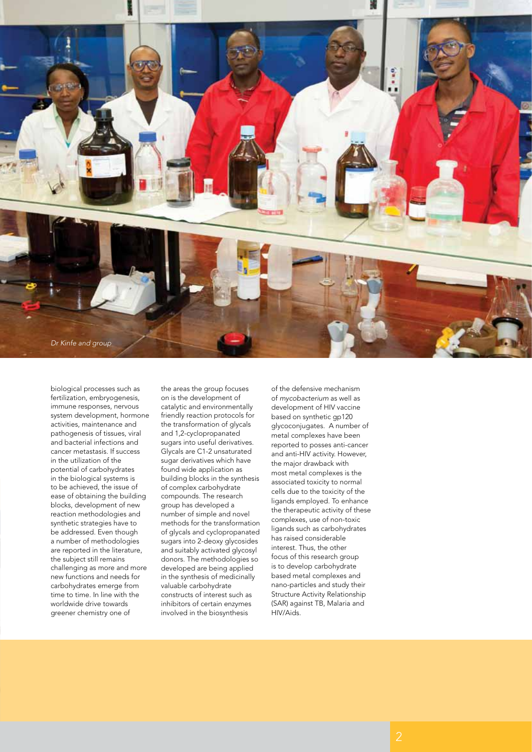Dr Kinfe and group

biological processes such as fertilization, embryogenesis, immune responses, nervous system development, hormone activities, maintenance and pathogenesis of tissues, viral and bacterial infections and cancer metastasis. If success in the utilization of the potential of carbohydrates in the biological systems is to be achieved, the issue of ease of obtaining the building blocks, development of new reaction methodologies and synthetic strategies have to be addressed. Even though a number of methodologies are reported in the literature, the subject still remains challenging as more and more new functions and needs for carbohydrates emerge from time to time. In line with the worldwide drive towards greener chemistry one of the areas the group focuses on is the development of catalytic and environmentally friendly reaction protocols for the transformation of glycals and 1,2-cyclopropanated sugars into useful derivatives. Glycals are C1-2 unsaturated sugar derivatives which have found wide application as building blocks in the synthesis of complex carbohydrate compounds. The research group has developed a number of simple and novel methods for the transformation of glycals and cyclopropanated sugars into 2-deoxy glycosides and suitably activated glycosyl donors. The methodologies so developed are being applied in the synthesis of medicinally valuable carbohydrate constructs of interest such as inhibitors of certain enzymes involved in the biosynthesis of the defensive mechanism of *mycobacterium* as well as development of HIV vaccine based on synthetic gp120 glycoconjugates. A number of metal complexes have been reported to posses anti-cancer and anti-HIV activity. However, the major drawback with most metal complexes is the associated toxicity to normal cells due to the toxicity of the ligands employed. To enhance the therapeutic activity of these complexes, use of non-toxic ligands such as carbohydrates has raised considerable interest. Thus, the other focus of this research group is to develop carbohydrate based metal complexes and nano-particles and study their Structure Activity Relationship (SAR) against TB, Malaria and HIV/Aids.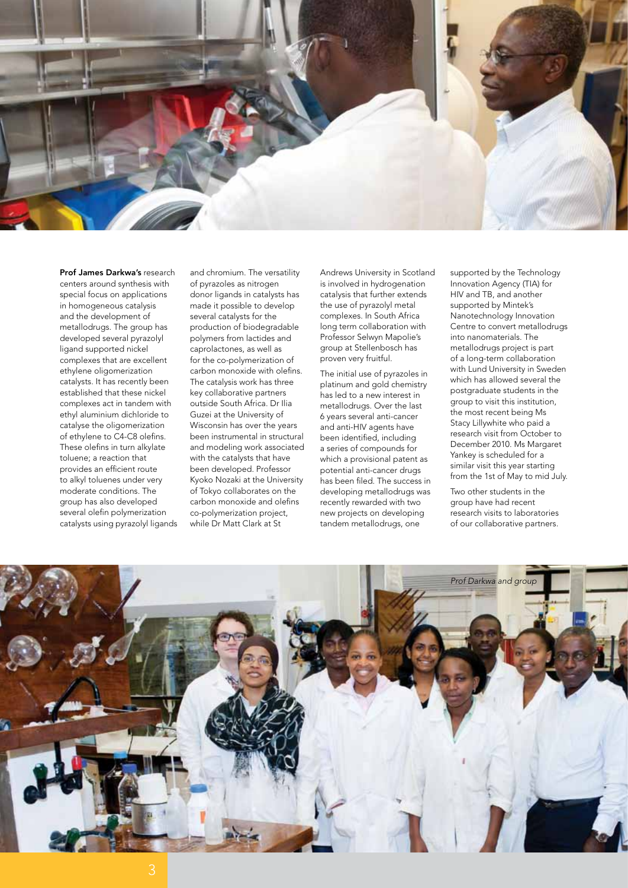**Prof James Darkwa's** research centers around synthesis with special focus on applications in homogeneous catalysis and the development of metallodrugs. The group has developed several pyrazolyl ligand supported nickel complexes that are excellent ethylene oligomerization catalysts. It has recently been established that these nickel complexes act in tandem with ethyl aluminium dichloride to catalyse the oligomerization of ethylene to C4-C8 olefins. These olefins in turn alkylate toluene; a reaction that provides an efficient route to alkyl toluenes under very moderate conditions. The group has also developed several olefin polymerization catalysts using pyrazolyl ligands and chromium. The versatility of pyrazoles as nitrogen donor ligands in catalysts has made it possible to develop several catalysts for the production of biodegradable polymers from lactides and caprolactones, as well as for the co-polymerization of carbon monoxide with olefins. The catalysis work has three key collaborative partners outside South Africa. Dr Ilia Guzei at the University of Wisconsin has over the years been instrumental in structural and modeling work associated with the catalysts that have been developed. Professor Kyoko Nozaki at the University of Tokyo collaborates on the carbon monoxide and olefins co-polymerization project, while Dr Matt Clark at St Andrews University in Scotland is involved in hydrogenation catalysis that further extends the use of pyrazolyl metal complexes. In South Africa long term collaboration with Professor Selwyn Mapolie's group at Stellenbosch has proven very fruitful.

The initial use of pyrazoles in platinum and gold chemistry has led to a new interest in metallodrugs. Over the last 6 years several anti-cancer and anti-HIV agents have been identified, including a series of compounds for which a provisional patent as potential anti-cancer drugs has been filed. The success in developing metallodrugs was recently rewarded with two new projects on developing tandem metallodrugs, one supported by the Technology Innovation Agency (TIA) for HIV and TB, and another supported by Mintek's Nanotechnology Innovation Centre to convert metallodrugs into nanomaterials. The metallodrugs project is part of a long-term collaboration with Lund University in Sweden which has allowed several the postgraduate students in the group to visit this institution, the most recent being Ms Stacy Lillywhite who paid a research visit from October to December 2010. Ms Margaret Yankey is scheduled for a similar visit this year starting from the 1st of May to mid July.

Two other students in the group have had recent research visits to laboratories of our collaborative partners.

*Prof Darkwa and group*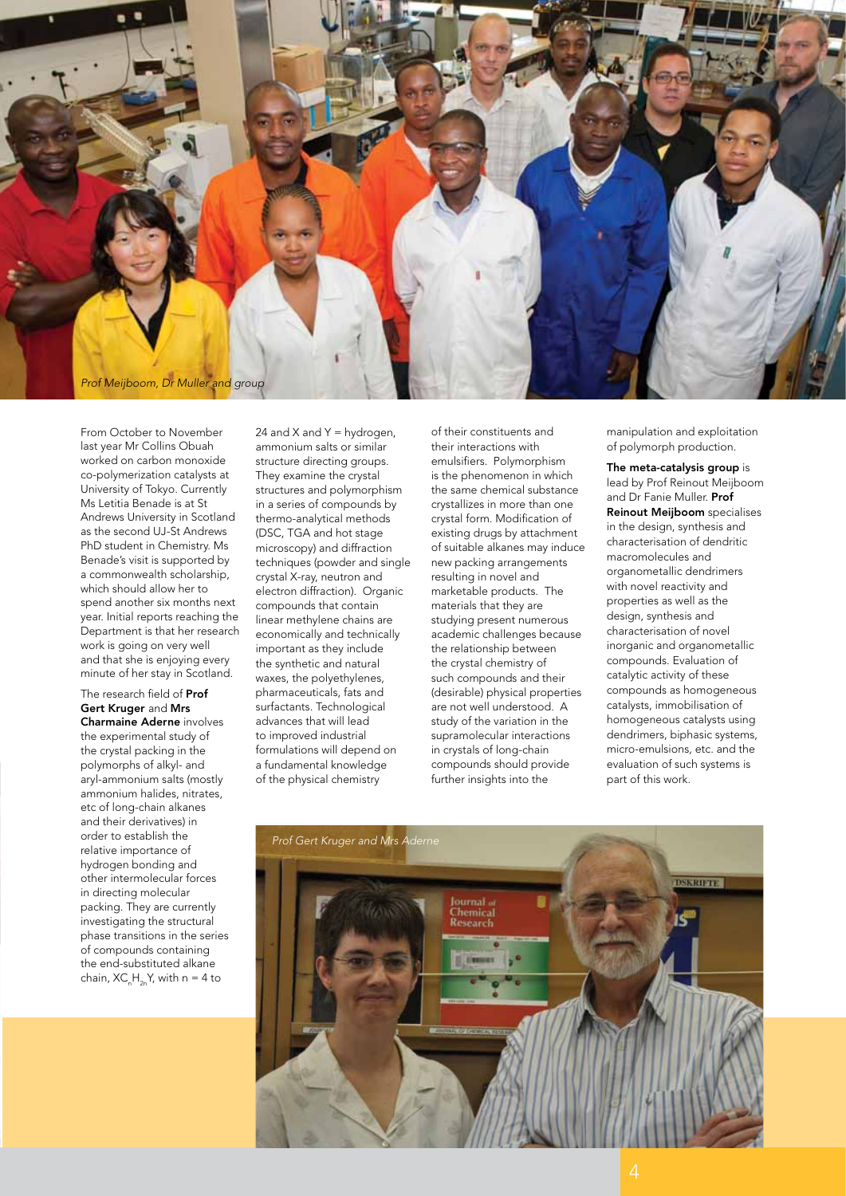*Prof Meijboom, Dr Muller and group*

From October to November last year Mr Collins Obuah worked on carbon monoxide co-polymerization catalysts at University of Tokyo. Currently Ms Letitia Benade is at St Andrews University in Scotland as the second UJ-St Andrews PhD student in Chemistry. Ms Benade's visit is supported by a commonwealth scholarship, which should allow her to spend another six months next year. Initial reports reaching the Department is that her research work is going on very well and that she is enjoying every minute of her stay in Scotland.

The research field of **Prof Gert Kruger** and **Mrs Charmaine Aderne** involves the experimental study of the crystal packing in the polymorphs of alkyl- and aryl-ammonium salts (mostly ammonium halides, nitrates, etc of long-chain alkanes and their derivatives) in order to establish the relative importance of hydrogen bonding and other intermolecular forces in directing molecular packing. They are currently investigating the structural phase transitions in the series of compounds containing the end-substituted alkane chain, $XC_nH_{2n}Y$, with n = 4 to 24 and X and Y = hydrogen, ammonium salts or similar structure directing groups. They examine the crystal structures and polymorphism in a series of compounds by thermo-analytical methods (DSC, TGA and hot stage microscopy) and diffraction techniques (powder and single crystal X-ray, neutron and electron diffraction). Organic compounds that contain linear methylene chains are economically and technically important as they include the synthetic and natural waxes, the polyethylenes, pharmaceuticals, fats and surfactants. Technological advances that will lead to improved industrial formulations will depend on a fundamental knowledge of the physical chemistry of their constituents and their interactions with emulsifiers. Polymorphism is the phenomenon in which the same chemical substance crystallizes in more than one crystal form. Modification of existing drugs by attachment of suitable alkanes may induce new packing arrangements resulting in novel and marketable products. The materials that they are studying present numerous academic challenges because the relationship between the crystal chemistry of such compounds and their (desirable) physical properties are not well understood. A study of the variation in the supramolecular interactions in crystals of long-chain compounds should provide further insights into the manipulation and exploitation of polymorph production.

**The meta-catalysis group** is lead by Prof Reinout Meijboom and Dr Fanie Muller. **Prof Reinout Meijboom** specialises in the design, synthesis and characterisation of dendritic macromolecules and organometallic dendrimers with novel reactivity and properties as well as the design, synthesis and characterisation of novel inorganic and organometallic compounds. Evaluation of catalytic activity of these compounds as homogeneous catalysts, immobilisation of homogeneous catalysts using dendrimers, biphasic systems, micro-emulsions, etc. and the evaluation of such systems is part of this work.

*Prof Gert Kruger and Mrs Aderne*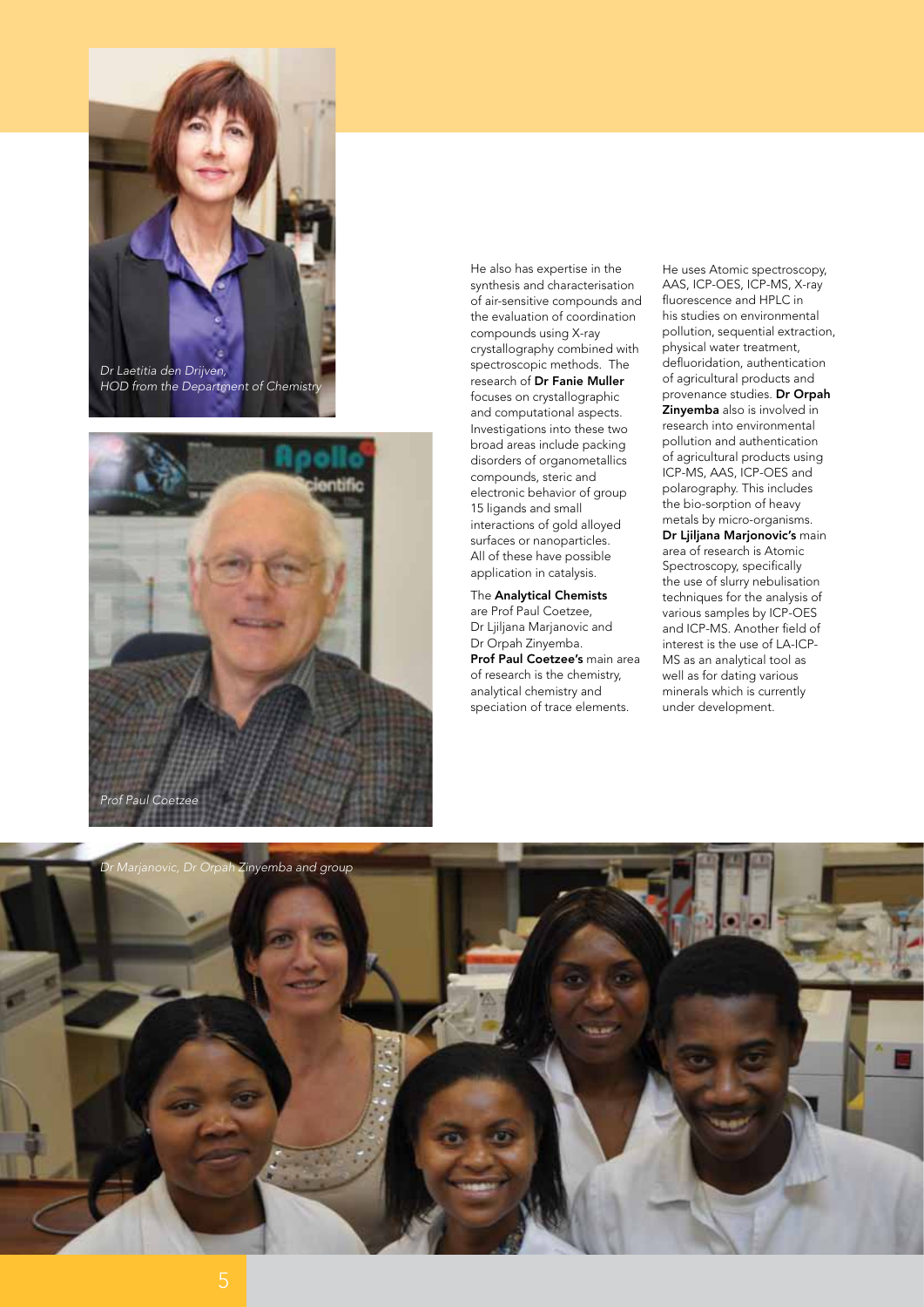*Dr Laetitia den Drijven, HOD from the Department of Chemistry*

*Prof Paul Coetzee*

He also has expertise in the synthesis and characterisation of air-sensitive compounds and the evaluation of coordination compounds using X-ray crystallography combined with spectroscopic methods. The research of **Dr Fanie Muller** focuses on crystallographic and computational aspects. Investigations into these two broad areas include packing disorders of organometallics compounds, steric and electronic behavior of group 15 ligands and small interactions of gold alloyed surfaces or nanoparticles. All of these have possible application in catalysis.

The **Analytical Chemists** are Prof Paul Coetzee, Dr Ljiljana Marjanovic and Dr Orpah Zinyemba. **Prof Paul Coetzee's** main area of research is the chemistry, analytical chemistry and speciation of trace elements. He uses Atomic spectroscopy, AAS, ICP-OES, ICP-MS, X-ray fluorescence and HPLC in his studies on environmental pollution, sequential extraction, physical water treatment, defluoridation, authentication of agricultural products and provenance studies. **Dr Orpah Zinyemba** also is involved in research into environmental pollution and authentication of agricultural products using ICP-MS, AAS, ICP-OES and polarography. This includes the bio-sorption of heavy metals by micro-organisms. **Dr Ljiljana Marjonovic's** main area of research is Atomic Spectroscopy, specifically the use of slurry nebulisation techniques for the analysis of various samples by ICP-OES and ICP-MS. Another field of interest is the use of LA-ICP-MS as an analytical tool as well as for dating various minerals which is currently under development.

*Dr Marjanovic, Dr Orpah Zinyemba and group*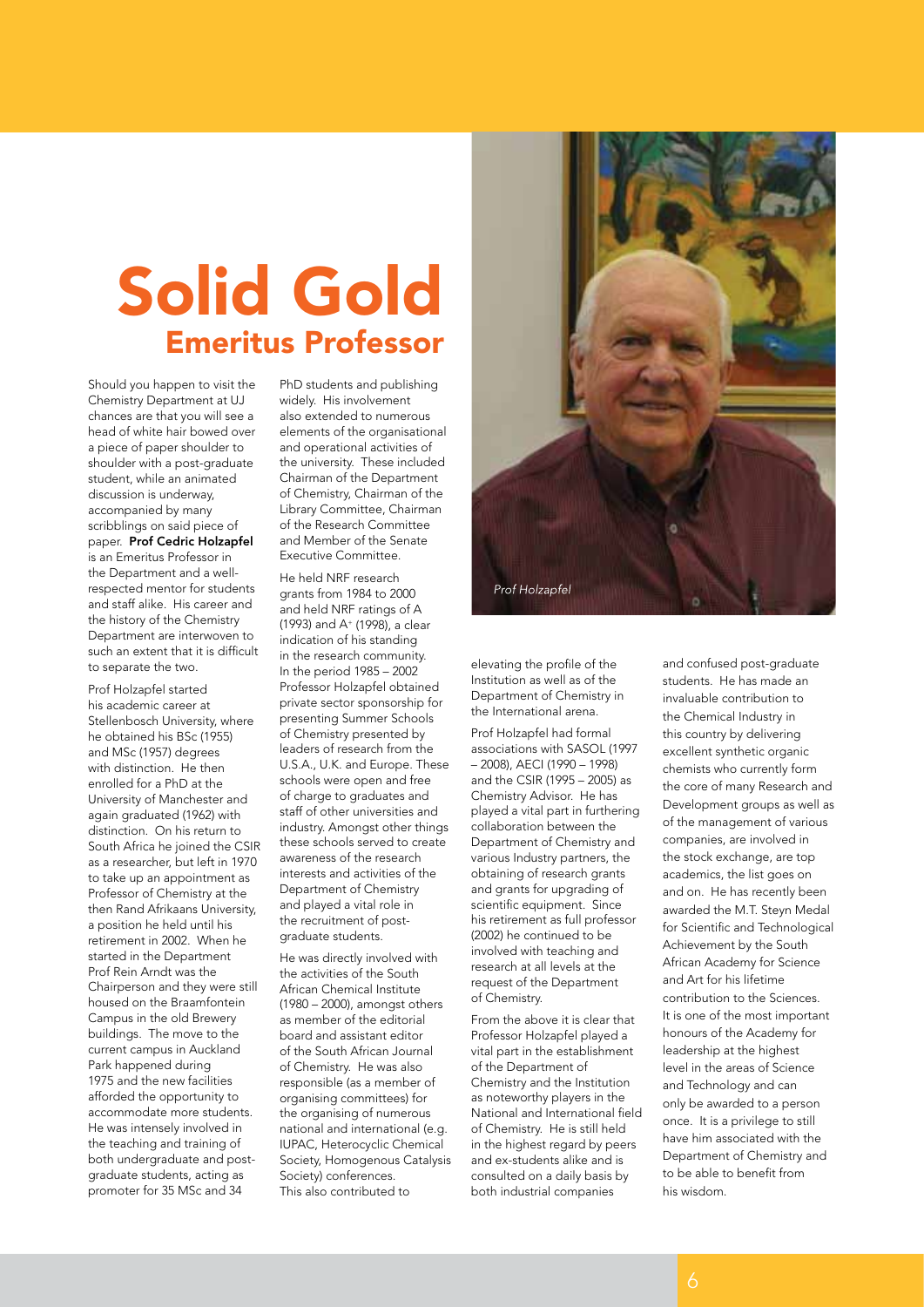# Solid Gold

## Emeritus Professor

Should you happen to visit the Chemistry Department at UJ chances are that you will see a head of white hair bowed over a piece of paper shoulder to shoulder with a post-graduate student, while an animated discussion is underway, accompanied by many scribblings on said piece of paper. **Prof Cedric Holzapfel** is an Emeritus Professor in the Department and a well-respected mentor for students and staff alike. His career and the history of the Chemistry Department are interwoven to such an extent that it is difficult to separate the two.

Prof Holzapfel started his academic career at Stellenbosch University, where he obtained his BSc (1955) and MSc (1957) degrees with distinction. He then enrolled for a PhD at the University of Manchester and again graduated (1962) with distinction. On his return to South Africa he joined the CSIR as a researcher, but left in 1970 to take up an appointment as Professor of Chemistry at the then Rand Afrikaans University, a position he held until his retirement in 2002. When he started in the Department Prof Rein Arndt was the Chairperson and they were still housed on the Braamfontein Campus in the old Brewery buildings. The move to the current campus in Auckland Park happened during 1975 and the new facilities afforded the opportunity to accommodate more students. He was intensely involved in the teaching and training of both undergraduate and post-graduate students, acting as promoter for 35 MSc and 34 PhD students and publishing widely. His involvement also extended to numerous elements of the organisational and operational activities of the university. These included Chairman of the Department of Chemistry, Chairman of the Library Committee, Chairman of the Research Committee and Member of the Senate Executive Committee.

He held NRF research grants from 1984 to 2000 and held NRF ratings of A (1993) and A+ (1998), a clear indication of his standing in the research community. In the period 1985 – 2002 Professor Holzapfel obtained private sector sponsorship for presenting Summer Schools of Chemistry presented by leaders of research from the U.S.A., U.K. and Europe. These schools were open and free of charge to graduates and staff of other universities and industry. Amongst other things these schools served to create awareness of the research interests and activities of the Department of Chemistry and played a vital role in the recruitment of post-graduate students.

He was directly involved with the activities of the South African Chemical Institute (1980 – 2000), amongst others as member of the editorial board and assistant editor of the South African Journal of Chemistry. He was also responsible (as a member of organising committees) for the organising of numerous national and international (e.g. IUPAC, Heterocyclic Chemical Society, Homogenous Catalysis Society) conferences. This also contributed to elevating the profile of the Institution as well as of the Department of Chemistry in the International arena.

*Prof Holzapfel*

Prof Holzapfel had formal associations with SASOL (1997 – 2008), AECI (1990 – 1998) and the CSIR (1995 – 2005) as Chemistry Advisor. He has played a vital part in furthering collaboration between the Department of Chemistry and various Industry partners, the obtaining of research grants and grants for upgrading of scientific equipment. Since his retirement as full professor (2002) he continued to be involved with teaching and research at all levels at the request of the Department of Chemistry.

From the above it is clear that Professor Holzapfel played a vital part in the establishment of the Department of Chemistry and the Institution as noteworthy players in the National and International field of Chemistry. He is still held in the highest regard by peers and ex-students alike and is consulted on a daily basis by both industrial companies and confused post-graduate students. He has made an invaluable contribution to the Chemical Industry in this country by delivering excellent synthetic organic chemists who currently form the core of many Research and Development groups as well as of the management of various companies, are involved in the stock exchange, are top academics, the list goes on and on. He has recently been awarded the M.T. Steyn Medal for Scientific and Technological Achievement by the South African Academy for Science and Art for his lifetime contribution to the Sciences. It is one of the most important honours of the Academy for leadership at the highest level in the areas of Science and Technology and can only be awarded to a person once. It is a privilege to still have him associated with the Department of Chemistry and to be able to benefit from his wisdom.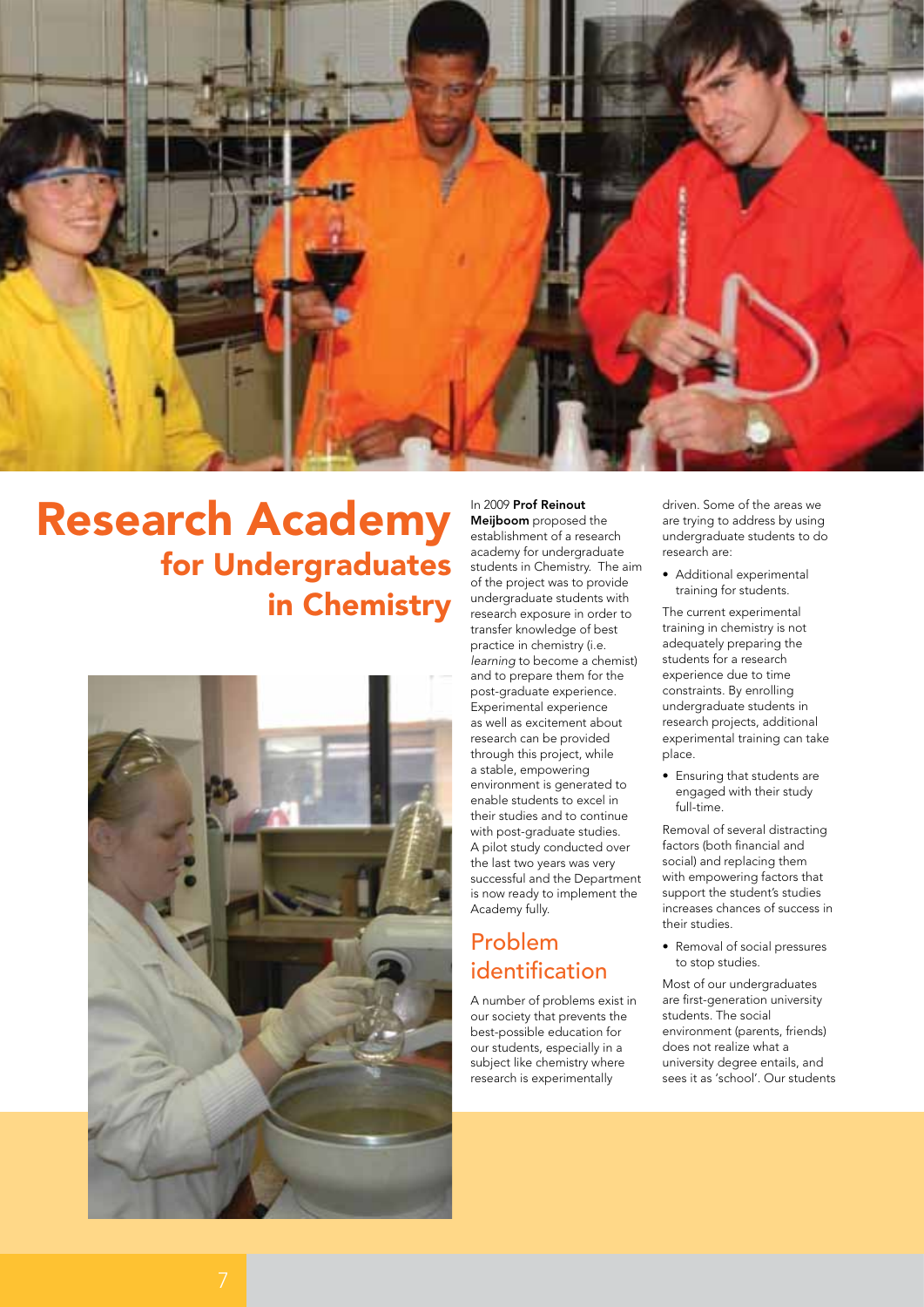# Research Academy for Undergraduates in Chemistry

In 2009 **Prof Reinout Meijboom** proposed the establishment of a research academy for undergraduate students in Chemistry. The aim of the project was to provide undergraduate students with research exposure in order to transfer knowledge of best practice in chemistry (i.e. *learning* to become a chemist) and to prepare them for the post-graduate experience. Experimental experience as well as excitement about research can be provided through this project, while a stable, empowering environment is generated to enable students to excel in their studies and to continue with post-graduate studies. A pilot study conducted over the last two years was very successful and the Department is now ready to implement the Academy fully.

## Problem identification

A number of problems exist in our society that prevents the best-possible education for our students, especially in a subject like chemistry where research is experimentally driven. Some of the areas we are trying to address by using undergraduate students to do research are:

- Additional experimental training for students.

The current experimental training in chemistry is not adequately preparing the students for a research experience due to time constraints. By enrolling undergraduate students in research projects, additional experimental training can take place.

- Ensuring that students are engaged with their study full-time.

Removal of several distracting factors (both financial and social) and replacing them with empowering factors that support the student's studies increases chances of success in their studies.

- Removal of social pressures to stop studies.

Most of our undergraduates are first-generation university students. The social environment (parents, friends) does not realize what a university degree entails, and sees it as 'school'. Our students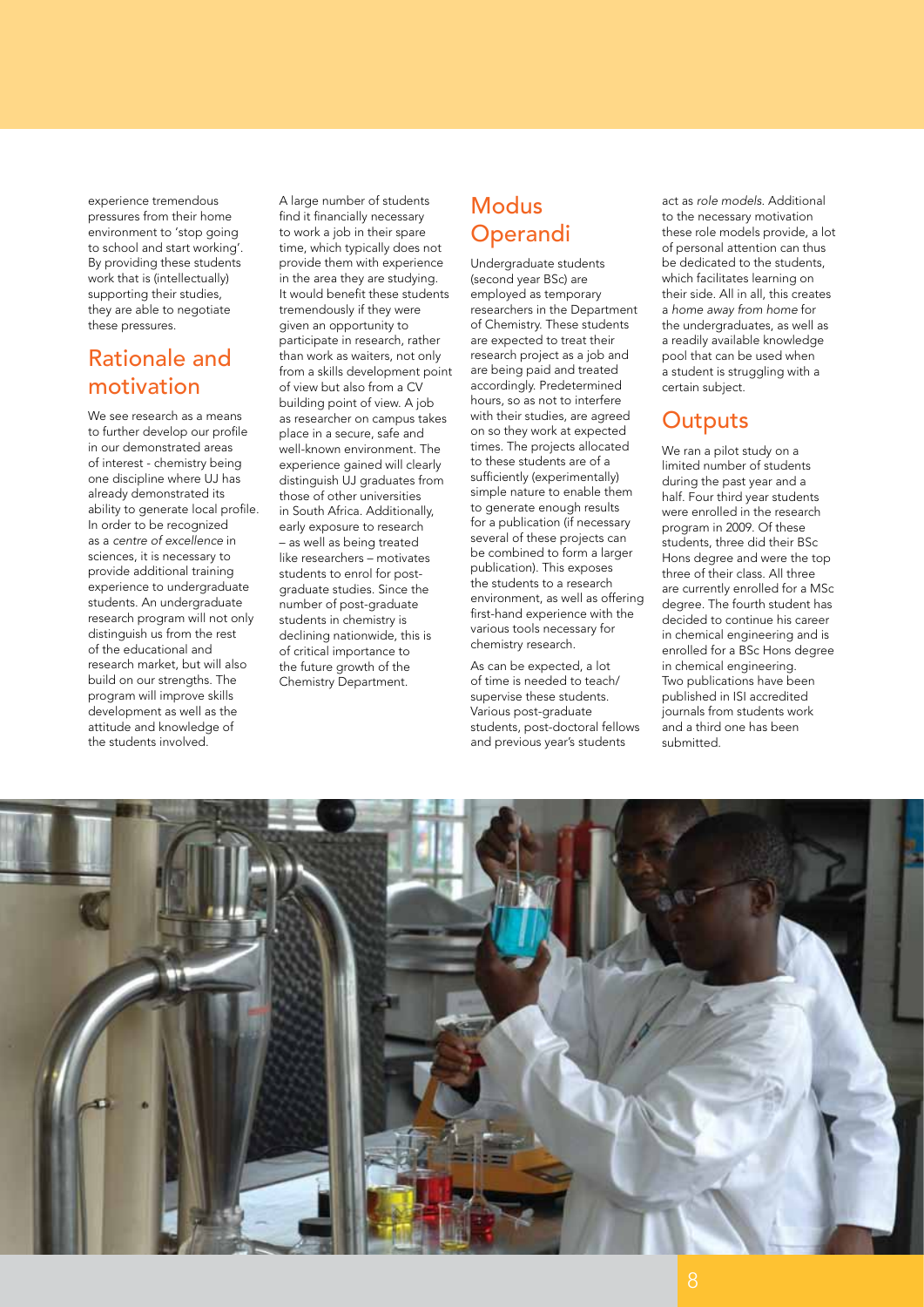experience tremendous pressures from their home environment to 'stop going to school and start working'. By providing these students work that is (intellectually) supporting their studies, they are able to negotiate these pressures.

## Rationale and motivation

We see research as a means to further develop our profile in our demonstrated areas of interest - chemistry being one discipline where UJ has already demonstrated its ability to generate local profile. In order to be recognized as a *centre of excellence* in sciences, it is necessary to provide additional training experience to undergraduate students. An undergraduate research program will not only distinguish us from the rest of the educational and research market, but will also build on our strengths. The program will improve skills development as well as the attitude and knowledge of the students involved.

A large number of students find it financially necessary to work a job in their spare time, which typically does not provide them with experience in the area they are studying. It would benefit these students tremendously if they were given an opportunity to participate in research, rather than work as waiters, not only from a skills development point of view but also from a CV building point of view. A job as researcher on campus takes place in a secure, safe and well-known environment. The experience gained will clearly distinguish UJ graduates from those of other universities in South Africa. Additionally, early exposure to research – as well as being treated like researchers – motivates students to enrol for post-graduate studies. Since the number of post-graduate students in chemistry is declining nationwide, this is of critical importance to the future growth of the Chemistry Department.

## Modus Operandi

Undergraduate students (second year BSc) are employed as temporary researchers in the Department of Chemistry. These students are expected to treat their research project as a job and are being paid and treated accordingly. Predetermined hours, so as not to interfere with their studies, are agreed on so they work at expected times. The projects allocated to these students are of a sufficiently (experimentally) simple nature to enable them to generate enough results for a publication (if necessary several of these projects can be combined to form a larger publication). This exposes the students to a research environment, as well as offering first-hand experience with the various tools necessary for chemistry research.

As can be expected, a lot of time is needed to teach/supervise these students. Various post-graduate students, post-doctoral fellows and previous year's students act as *role models*. Additional to the necessary motivation these role models provide, a lot of personal attention can thus be dedicated to the students, which facilitates learning on their side. All in all, this creates a *home away from home* for the undergraduates, as well as a readily available knowledge pool that can be used when a student is struggling with a certain subject.

## Outputs

We ran a pilot study on a limited number of students during the past year and a half. Four third year students were enrolled in the research program in 2009. Of these students, three did their BSc Hons degree and were the top three of their class. All three are currently enrolled for a MSc degree. The fourth student has decided to continue his career in chemical engineering and is enrolled for a BSc Hons degree in chemical engineering. Two publications have been published in ISI accredited journals from students work and a third one has been submitted.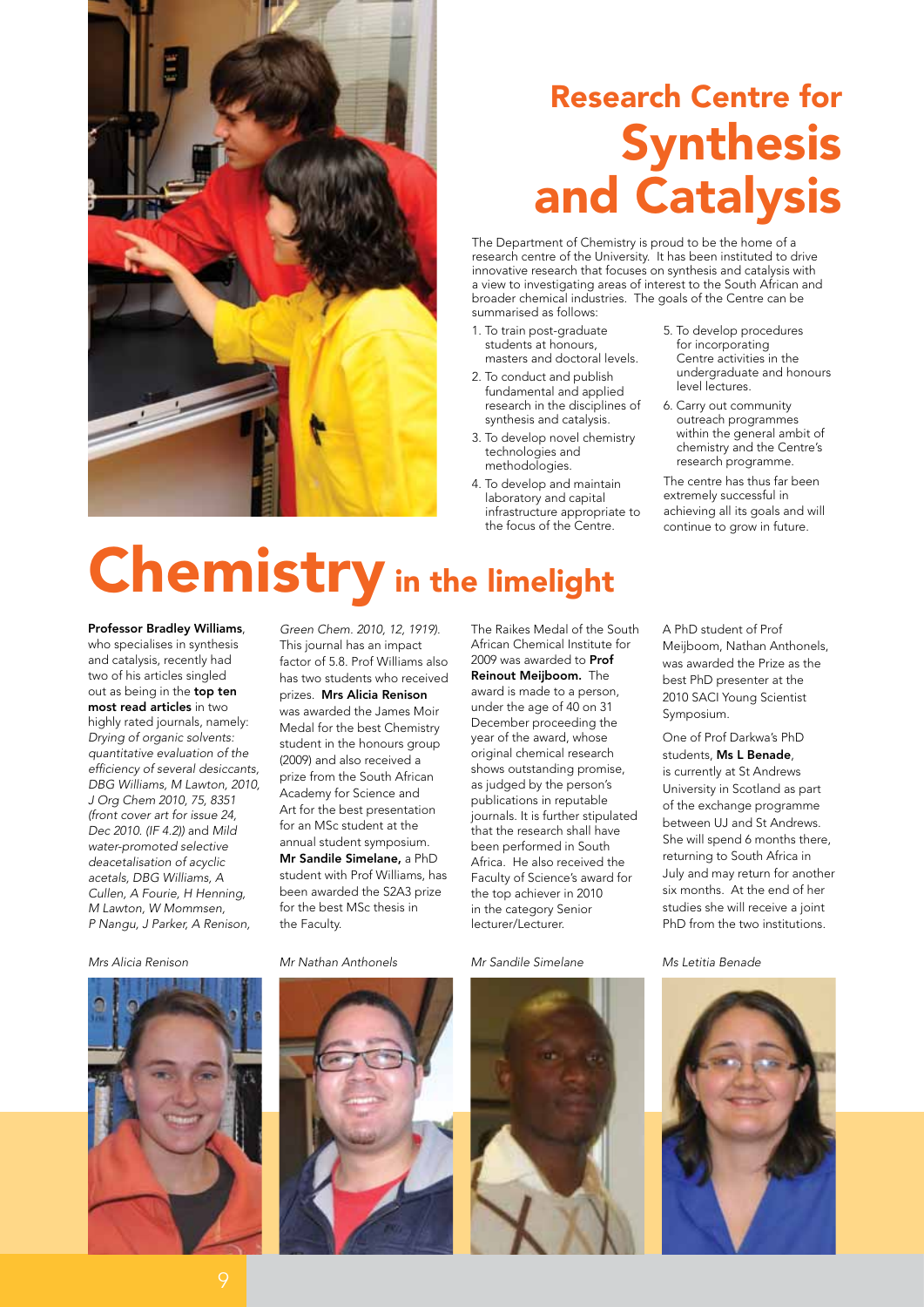# Research Centre for Synthesis and Catalysis

The Department of Chemistry is proud to be the home of a research centre of the University. It has been instituted to drive innovative research that focuses on synthesis and catalysis with a view to investigating areas of interest to the South African and broader chemical industries. The goals of the Centre can be summarised as follows:

1. To train post-graduate students at honours, masters and doctoral levels.
2. To conduct and publish fundamental and applied research in the disciplines of synthesis and catalysis.
3. To develop novel chemistry technologies and methodologies.
4. To develop and maintain laboratory and capital infrastructure appropriate to the focus of the Centre.
5. To develop procedures for incorporating Centre activities in the undergraduate and honours level lectures.
6. Carry out community outreach programmes within the general ambit of chemistry and the Centre's research programme.

The centre has thus far been extremely successful in achieving all its goals and will continue to grow in future.

# Chemistry in the limelight

**Professor Bradley Williams**, who specialises in synthesis and catalysis, recently had two of his articles singled out as being in the **top ten most read articles** in two highly rated journals, namely: *Drying of organic solvents: quantitative evaluation of the efficiency of several desiccants, DBG Williams, M Lawton, 2010, J Org Chem 2010, 75, 8351 (front cover art for issue 24, Dec 2010. (IF 4.2))* and *Mild water-promoted selective deacetalisation of acyclic acetals, DBG Williams, A Cullen, A Fourie, H Henning, M Lawton, W Mommsen, P Nangu, J Parker, A Renison, Green Chem. 2010, 12, 1919).* This journal has an impact factor of 5.8. Prof Williams also has two students who received prizes. **Mrs Alicia Renison** was awarded the James Moir Medal for the best Chemistry student in the honours group (2009) and also received a prize from the South African Academy for Science and Art for the best presentation for an MSc student at the annual student symposium. **Mr Sandile Simelane,** a PhD student with Prof Williams, has been awarded the S2A3 prize for the best MSc thesis in the Faculty.

The Raikes Medal of the South African Chemical Institute for 2009 was awarded to **Prof Reinout Meijboom.** The award is made to a person, under the age of 40 on 31 December proceeding the year of the award, whose original chemical research shows outstanding promise, as judged by the person's publications in reputable journals. It is further stipulated that the research shall have been performed in South Africa. He also received the Faculty of Science's award for the top achiever in 2010 in the category Senior lecturer/Lecturer.

A PhD student of Prof Meijboom, Nathan Anthonels, was awarded the Prize as the best PhD presenter at the 2010 SACI Young Scientist Symposium.

One of Prof Darkwa's PhD students, **Ms L Benade**, is currently at St Andrews University in Scotland as part of the exchange programme between UJ and St Andrews. She will spend 6 months there, returning to South Africa in July and may return for another six months. At the end of her studies she will receive a joint PhD from the two institutions.

*Mrs Alicia Renison*

*Mr Nathan Anthonels*

*Mr Sandile Simelane*

*Ms Letitia Benade*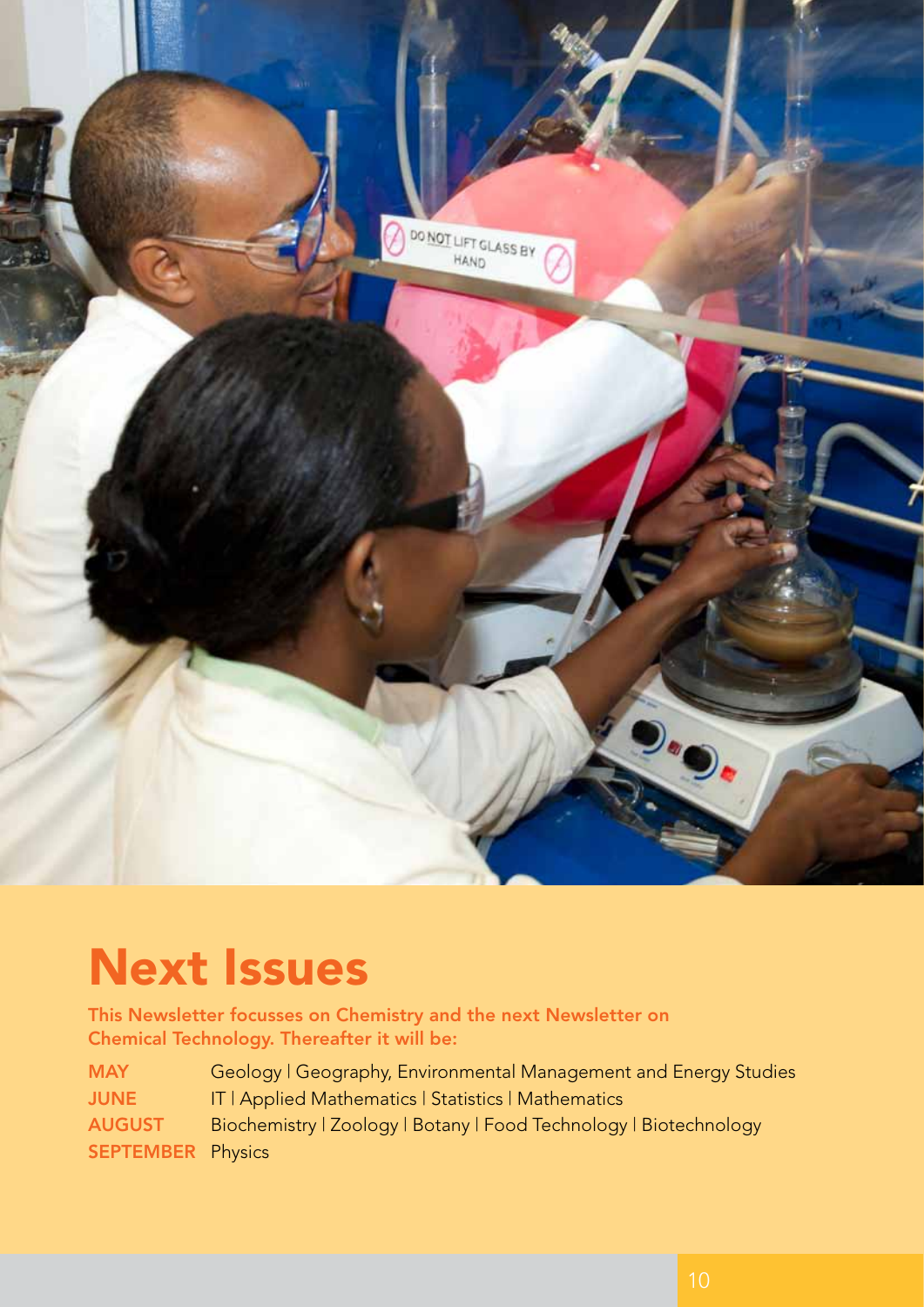# Next Issues

**This Newsletter focusses on Chemistry and the next Newsletter on Chemical Technology. Thereafter it will be:**

| | |
|---|---|
| **MAY** | Geology \| Geography, Environmental Management and Energy Studies |
| **JUNE** | IT \| Applied Mathematics \| Statistics \| Mathematics |
| **AUGUST** | Biochemistry \| Zoology \| Botany \| Food Technology \| Biotechnology |
| **SEPTEMBER** | Physics |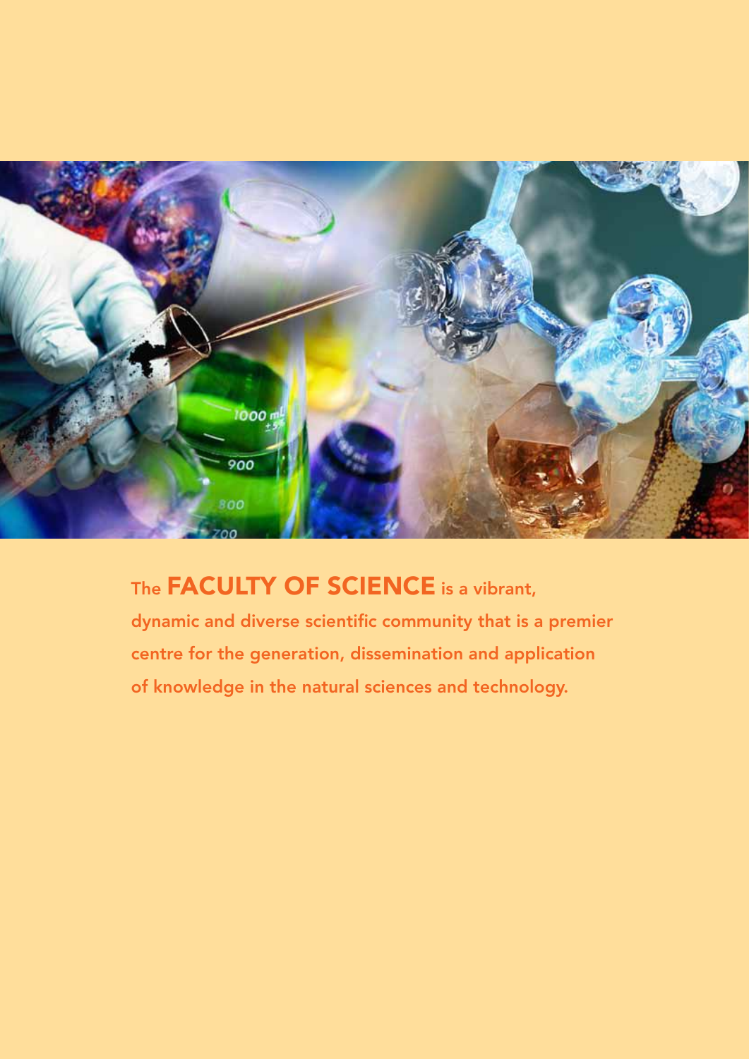The **FACULTY OF SCIENCE** is a vibrant, dynamic and diverse scientific community that is a premier centre for the generation, dissemination and application of knowledge in the natural sciences and technology.